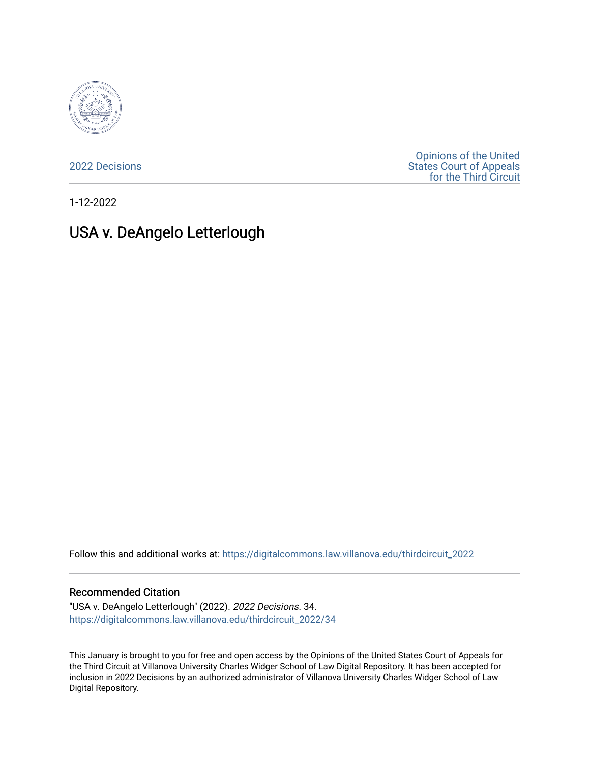2022 Decisions

Opinions of the United States Court of Appeals for the Third Circuit

1-12-2022

# USA v. DeAngelo Letterlough

Follow this and additional works at: https://digitalcommons.law.villanova.edu/thirdcircuit_2022

## Recommended Citation

"USA v. DeAngelo Letterlough" (2022). *2022 Decisions*. 34.
https://digitalcommons.law.villanova.edu/thirdcircuit_2022/34

This January is brought to you for free and open access by the Opinions of the United States Court of Appeals for the Third Circuit at Villanova University Charles Widger School of Law Digital Repository. It has been accepted for inclusion in 2022 Decisions by an authorized administrator of Villanova University Charles Widger School of Law Digital Repository.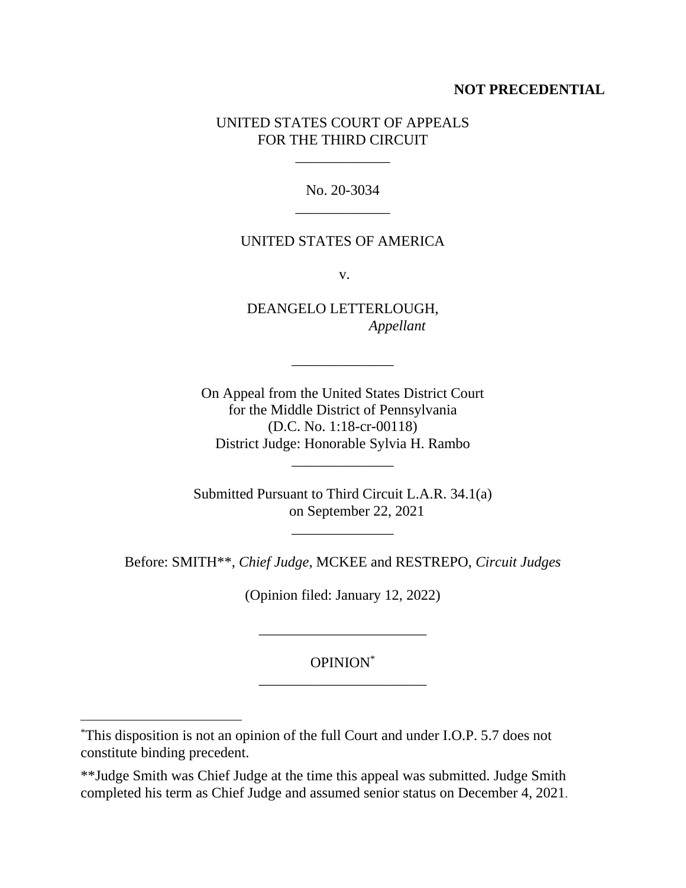**NOT PRECEDENTIAL**

UNITED STATES COURT OF APPEALS
FOR THE THIRD CIRCUIT

\_\_\_\_\_\_\_\_\_\_\_\_\_

No. 20-3034

\_\_\_\_\_\_\_\_\_\_\_\_\_

UNITED STATES OF AMERICA

v.

DEANGELO LETTERLOUGH,
*Appellant*

\_\_\_\_\_\_\_\_\_\_\_\_\_\_

On Appeal from the United States District Court
for the Middle District of Pennsylvania
(D.C. No. 1:18-cr-00118)
District Judge: Honorable Sylvia H. Rambo

\_\_\_\_\_\_\_\_\_\_\_\_\_\_

Submitted Pursuant to Third Circuit L.A.R. 34.1(a)
on September 22, 2021

\_\_\_\_\_\_\_\_\_\_\_\_\_\_

Before: SMITH**, *Chief Judge*, MCKEE and RESTREPO, *Circuit Judges*

(Opinion filed: January 12, 2022)

\_\_\_\_\_\_\_\_\_\_\_\_\_\_\_\_\_\_\_\_\_\_\_

OPINION*

\_\_\_\_\_\_\_\_\_\_\_\_\_\_\_\_\_\_\_\_\_\_\_

---

*This disposition is not an opinion of the full Court and under I.O.P. 5.7 does not constitute binding precedent.

**Judge Smith was Chief Judge at the time this appeal was submitted. Judge Smith completed his term as Chief Judge and assumed senior status on December 4, 2021.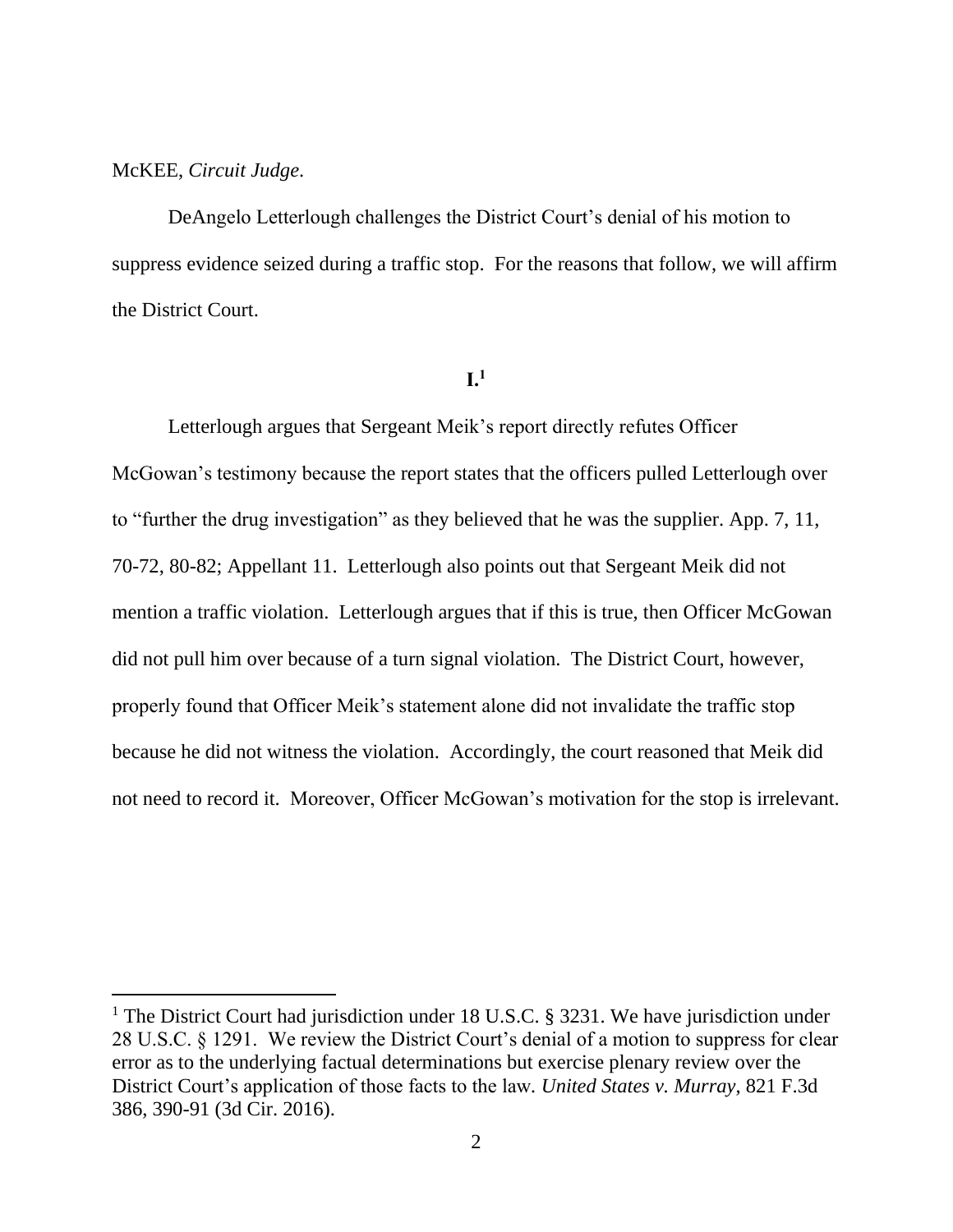McKEE, *Circuit Judge*.

DeAngelo Letterlough challenges the District Court's denial of his motion to suppress evidence seized during a traffic stop. For the reasons that follow, we will affirm the District Court.

**I.**[1]

Letterlough argues that Sergeant Meik's report directly refutes Officer McGowan's testimony because the report states that the officers pulled Letterlough over to "further the drug investigation" as they believed that he was the supplier. App. 7, 11, 70-72, 80-82; Appellant 11. Letterlough also points out that Sergeant Meik did not mention a traffic violation. Letterlough argues that if this is true, then Officer McGowan did not pull him over because of a turn signal violation. The District Court, however, properly found that Officer Meik's statement alone did not invalidate the traffic stop because he did not witness the violation. Accordingly, the court reasoned that Meik did not need to record it. Moreover, Officer McGowan's motivation for the stop is irrelevant.

---

[1] The District Court had jurisdiction under 18 U.S.C. § 3231. We have jurisdiction under 28 U.S.C. § 1291. We review the District Court's denial of a motion to suppress for clear error as to the underlying factual determinations but exercise plenary review over the District Court's application of those facts to the law. *United States v. Murray*, 821 F.3d 386, 390-91 (3d Cir. 2016).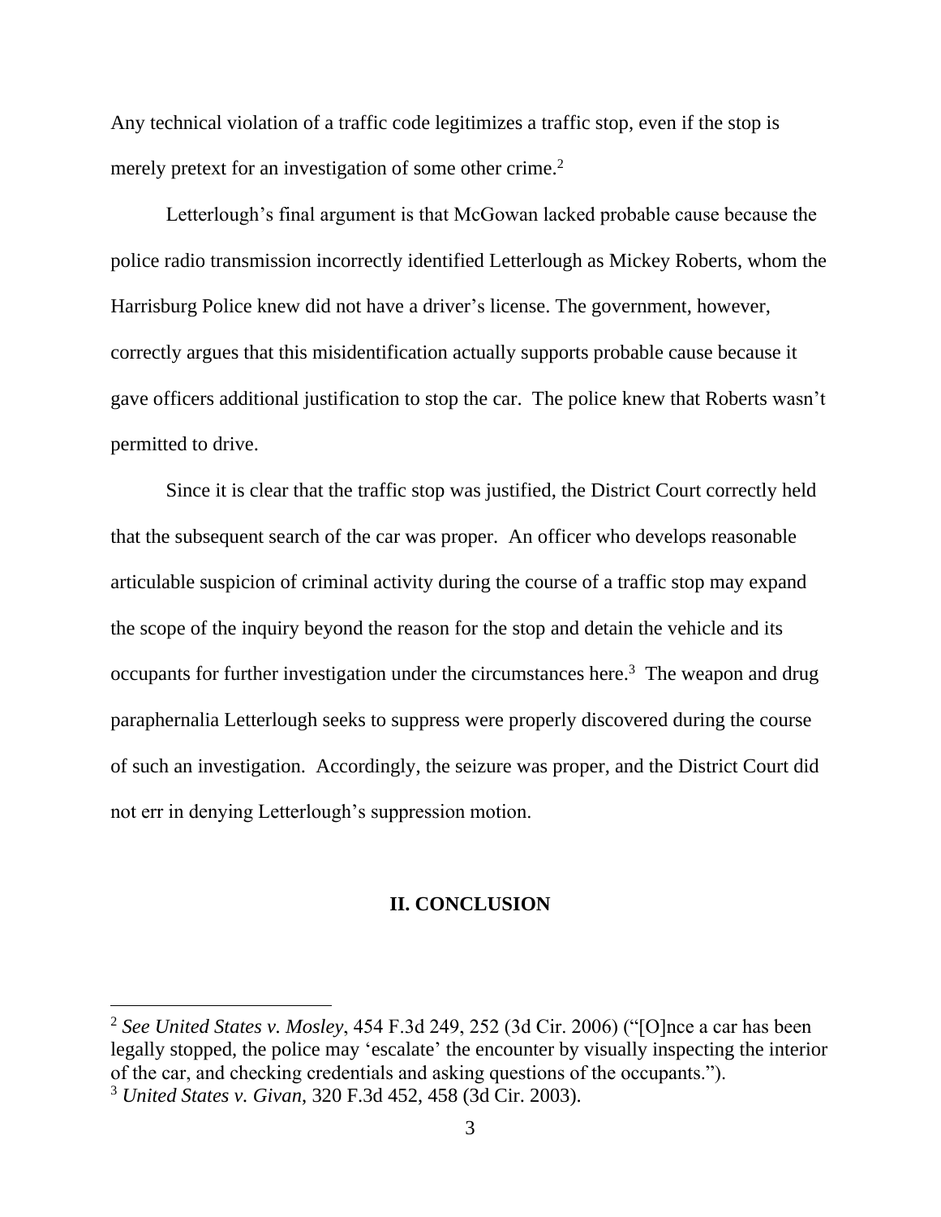Any technical violation of a traffic code legitimizes a traffic stop, even if the stop is merely pretext for an investigation of some other crime.[2]

Letterlough's final argument is that McGowan lacked probable cause because the police radio transmission incorrectly identified Letterlough as Mickey Roberts, whom the Harrisburg Police knew did not have a driver's license. The government, however, correctly argues that this misidentification actually supports probable cause because it gave officers additional justification to stop the car. The police knew that Roberts wasn't permitted to drive.

Since it is clear that the traffic stop was justified, the District Court correctly held that the subsequent search of the car was proper. An officer who develops reasonable articulable suspicion of criminal activity during the course of a traffic stop may expand the scope of the inquiry beyond the reason for the stop and detain the vehicle and its occupants for further investigation under the circumstances here.[3] The weapon and drug paraphernalia Letterlough seeks to suppress were properly discovered during the course of such an investigation. Accordingly, the seizure was proper, and the District Court did not err in denying Letterlough's suppression motion.

## II. CONCLUSION

---

[2] *See United States v. Mosley*, 454 F.3d 249, 252 (3d Cir. 2006) ("[O]nce a car has been legally stopped, the police may 'escalate' the encounter by visually inspecting the interior of the car, and checking credentials and asking questions of the occupants.").

[3] *United States v. Givan*, 320 F.3d 452, 458 (3d Cir. 2003).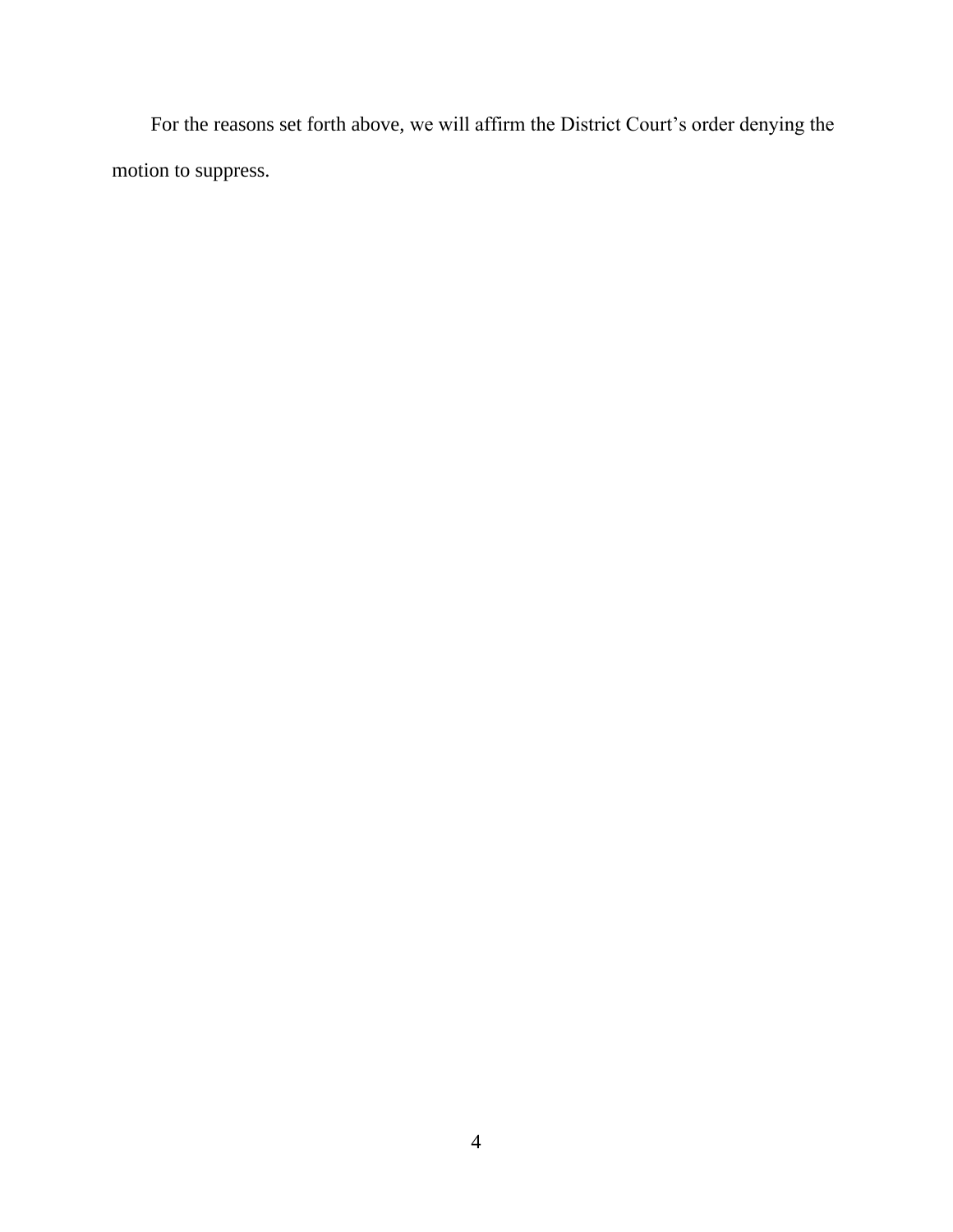For the reasons set forth above, we will affirm the District Court's order denying the motion to suppress.